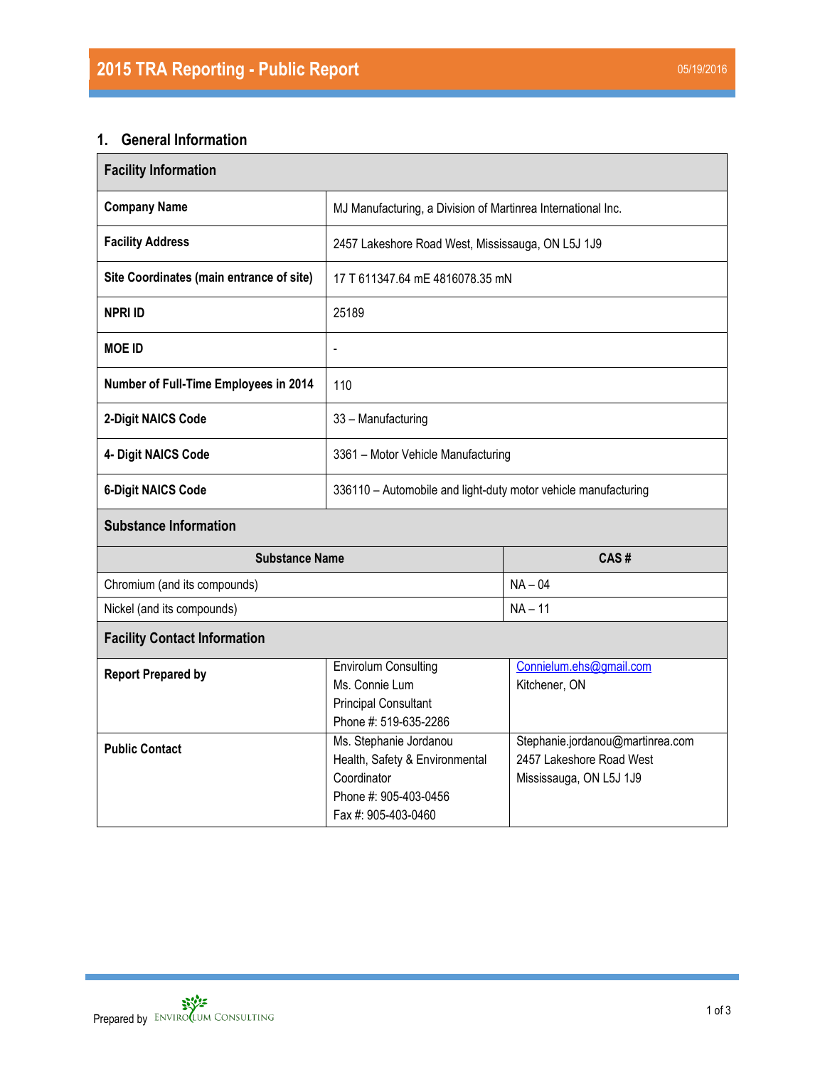# 2015 TRA Reporting - Public Report

05/19/2016

## 1. General Information

| Facility Information | |
|---|---|
| **Company Name** | MJ Manufacturing, a Division of Martinrea International Inc. |
| **Facility Address** | 2457 Lakeshore Road West, Mississauga, ON L5J 1J9 |
| **Site Coordinates (main entrance of site)** | 17 T 611347.64 mE 4816078.35 mN |
| **NPRI ID** | 25189 |
| **MOE ID** | - |
| **Number of Full-Time Employees in 2014** | 110 |
| **2-Digit NAICS Code** | 33 – Manufacturing |
| **4- Digit NAICS Code** | 3361 – Motor Vehicle Manufacturing |
| **6-Digit NAICS Code** | 336110 – Automobile and light-duty motor vehicle manufacturing |

**Substance Information**

| Substance Name | CAS # |
|---|---|
| Chromium (and its compounds) | NA – 04 |
| Nickel (and its compounds) | NA – 11 |

**Facility Contact Information**

| | | |
|---|---|---|
| **Report Prepared by** | Envirolum Consulting<br>Ms. Connie Lum<br>Principal Consultant<br>Phone #: 519-635-2286 | Connielum.ehs@gmail.com<br>Kitchener, ON |
| **Public Contact** | Ms. Stephanie Jordanou<br>Health, Safety & Environmental Coordinator<br>Phone #: 905-403-0456<br>Fax #: 905-403-0460 | Stephanie.jordanou@martinrea.com<br>2457 Lakeshore Road West<br>Mississauga, ON L5J 1J9 |

Prepared by Envirolum Consulting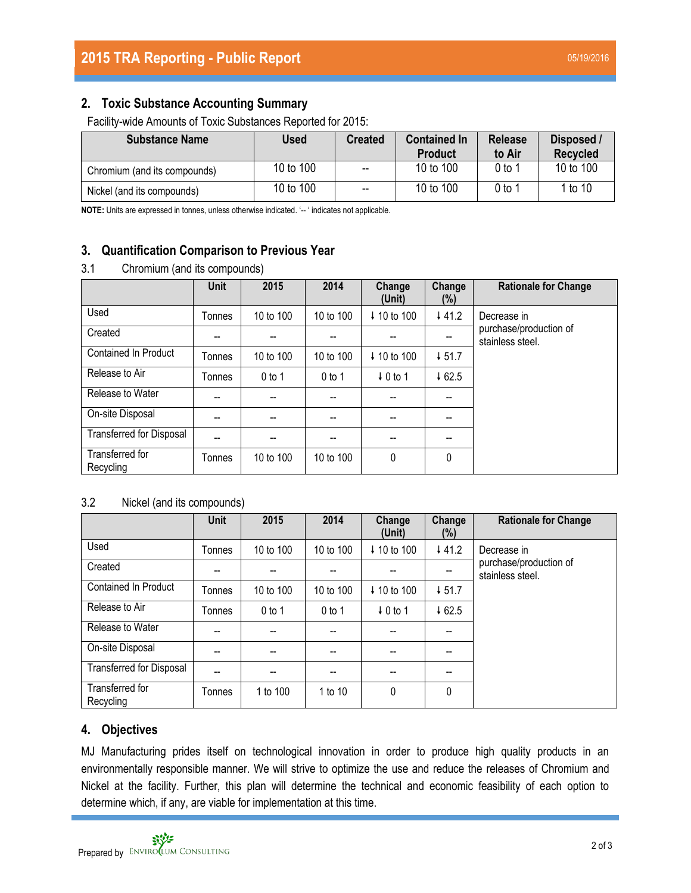## 2. Toxic Substance Accounting Summary

Facility-wide Amounts of Toxic Substances Reported for 2015:

| Substance Name | Used | Created | Contained In Product | Release to Air | Disposed / Recycled |
|---|---|---|---|---|---|
| Chromium (and its compounds) | 10 to 100 | -- | 10 to 100 | 0 to 1 | 10 to 100 |
| Nickel (and its compounds) | 10 to 100 | -- | 10 to 100 | 0 to 1 | 1 to 10 |

**NOTE:** Units are expressed in tonnes, unless otherwise indicated. '-- ' indicates not applicable.

## 3. Quantification Comparison to Previous Year

### 3.1 Chromium (and its compounds)

| | Unit | 2015 | 2014 | Change (Unit) | Change (%) | Rationale for Change |
|---|---|---|---|---|---|---|
| Used | Tonnes | 10 to 100 | 10 to 100 | ↓ 10 to 100 | ↓ 41.2 | Decrease in purchase/production of stainless steel. |
| Created | -- | -- | -- | -- | -- | |
| Contained In Product | Tonnes | 10 to 100 | 10 to 100 | ↓ 10 to 100 | ↓ 51.7 | |
| Release to Air | Tonnes | 0 to 1 | 0 to 1 | ↓ 0 to 1 | ↓ 62.5 | |
| Release to Water | -- | -- | -- | -- | -- | |
| On-site Disposal | -- | -- | -- | -- | -- | |
| Transferred for Disposal | -- | -- | -- | -- | -- | |
| Transferred for Recycling | Tonnes | 10 to 100 | 10 to 100 | 0 | 0 | |

### 3.2 Nickel (and its compounds)

| | Unit | 2015 | 2014 | Change (Unit) | Change (%) | Rationale for Change |
|---|---|---|---|---|---|---|
| Used | Tonnes | 10 to 100 | 10 to 100 | ↓ 10 to 100 | ↓ 41.2 | Decrease in purchase/production of stainless steel. |
| Created | -- | -- | -- | -- | -- | |
| Contained In Product | Tonnes | 10 to 100 | 10 to 100 | ↓ 10 to 100 | ↓ 51.7 | |
| Release to Air | Tonnes | 0 to 1 | 0 to 1 | ↓ 0 to 1 | ↓ 62.5 | |
| Release to Water | -- | -- | -- | -- | -- | |
| On-site Disposal | -- | -- | -- | -- | -- | |
| Transferred for Disposal | -- | -- | -- | -- | -- | |
| Transferred for Recycling | Tonnes | 1 to 100 | 1 to 10 | 0 | 0 | |

## 4. Objectives

MJ Manufacturing prides itself on technological innovation in order to produce high quality products in an environmentally responsible manner. We will strive to optimize the use and reduce the releases of Chromium and Nickel at the facility. Further, this plan will determine the technical and economic feasibility of each option to determine which, if any, are viable for implementation at this time.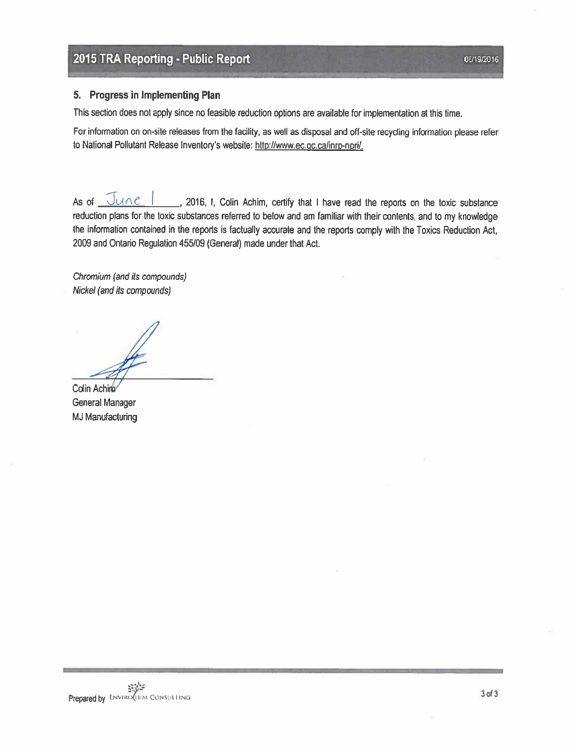## 5. Progress in Implementing Plan

This section does not apply since no feasible reduction options are available for implementation at this time.

For information on on-site releases from the facility, as well as disposal and off-site recycling information please refer to National Pollutant Release Inventory's website: http://www.ec.gc.ca/inrp-npri/.

As of June 1, 2016, I, Colin Achim, certify that I have read the reports on the toxic substance reduction plans for the toxic substances referred to below and am familiar with their contents, and to my knowledge the information contained in the reports is factually accurate and the reports comply with the Toxics Reduction Act, 2009 and Ontario Regulation 455/09 (General) made under that Act.

*Chromium (and its compounds)*
*Nickel (and its compounds)*

Colin Achim
General Manager
MJ Manufacturing

Prepared by Enviroquim Consulting